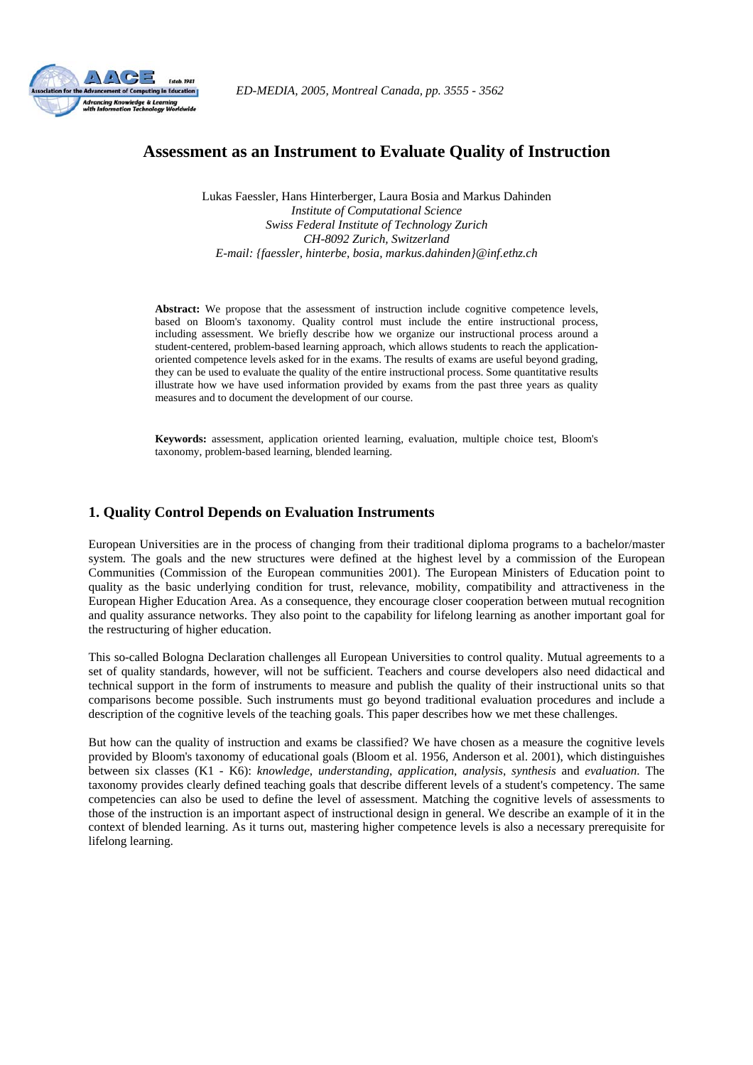# Assessment as an Instrument to Evaluate Quality of Instruction

Lukas Faessler, Hans Hinterberger, Laura Bosia and Markus Dahinden
*Institute of Computational Science*
*Swiss Federal Institute of Technology Zurich*
*CH-8092 Zurich, Switzerland*
*E-mail: {faessler, hinterbe, bosia, markus.dahinden}@inf.ethz.ch*

**Abstract:** We propose that the assessment of instruction include cognitive competence levels, based on Bloom's taxonomy. Quality control must include the entire instructional process, including assessment. We briefly describe how we organize our instructional process around a student-centered, problem-based learning approach, which allows students to reach the application-oriented competence levels asked for in the exams. The results of exams are useful beyond grading, they can be used to evaluate the quality of the entire instructional process. Some quantitative results illustrate how we have used information provided by exams from the past three years as quality measures and to document the development of our course.

**Keywords:** assessment, application oriented learning, evaluation, multiple choice test, Bloom's taxonomy, problem-based learning, blended learning.

## 1. Quality Control Depends on Evaluation Instruments

European Universities are in the process of changing from their traditional diploma programs to a bachelor/master system. The goals and the new structures were defined at the highest level by a commission of the European Communities (Commission of the European communities 2001). The European Ministers of Education point to quality as the basic underlying condition for trust, relevance, mobility, compatibility and attractiveness in the European Higher Education Area. As a consequence, they encourage closer cooperation between mutual recognition and quality assurance networks. They also point to the capability for lifelong learning as another important goal for the restructuring of higher education.

This so-called Bologna Declaration challenges all European Universities to control quality. Mutual agreements to a set of quality standards, however, will not be sufficient. Teachers and course developers also need didactical and technical support in the form of instruments to measure and publish the quality of their instructional units so that comparisons become possible. Such instruments must go beyond traditional evaluation procedures and include a description of the cognitive levels of the teaching goals. This paper describes how we met these challenges.

But how can the quality of instruction and exams be classified? We have chosen as a measure the cognitive levels provided by Bloom's taxonomy of educational goals (Bloom et al. 1956, Anderson et al. 2001), which distinguishes between six classes (K1 - K6): *knowledge*, *understanding*, *application*, *analysis*, *synthesis* and *evaluation*. The taxonomy provides clearly defined teaching goals that describe different levels of a student's competency. The same competencies can also be used to define the level of assessment. Matching the cognitive levels of assessments to those of the instruction is an important aspect of instructional design in general. We describe an example of it in the context of blended learning. As it turns out, mastering higher competence levels is also a necessary prerequisite for lifelong learning.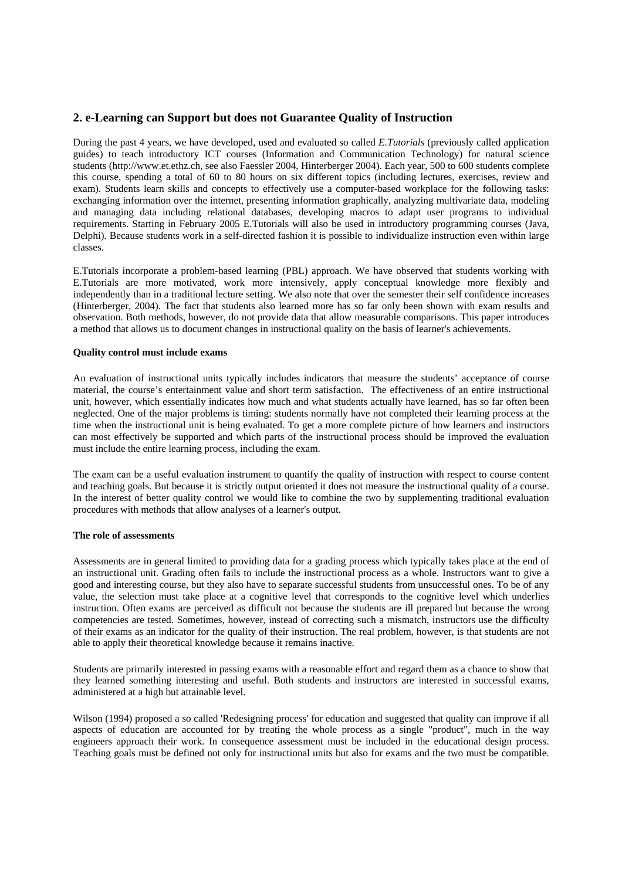## 2. e-Learning can Support but does not Guarantee Quality of Instruction

During the past 4 years, we have developed, used and evaluated so called *E.Tutorials* (previously called application guides) to teach introductory ICT courses (Information and Communication Technology) for natural science students (http://www.et.ethz.ch, see also Faessler 2004, Hinterberger 2004). Each year, 500 to 600 students complete this course, spending a total of 60 to 80 hours on six different topics (including lectures, exercises, review and exam). Students learn skills and concepts to effectively use a computer-based workplace for the following tasks: exchanging information over the internet, presenting information graphically, analyzing multivariate data, modeling and managing data including relational databases, developing macros to adapt user programs to individual requirements. Starting in February 2005 E.Tutorials will also be used in introductory programming courses (Java, Delphi). Because students work in a self-directed fashion it is possible to individualize instruction even within large classes.

E.Tutorials incorporate a problem-based learning (PBL) approach. We have observed that students working with E.Tutorials are more motivated, work more intensively, apply conceptual knowledge more flexibly and independently than in a traditional lecture setting. We also note that over the semester their self confidence increases (Hinterberger, 2004). The fact that students also learned more has so far only been shown with exam results and observation. Both methods, however, do not provide data that allow measurable comparisons. This paper introduces a method that allows us to document changes in instructional quality on the basis of learner's achievements.

**Quality control must include exams**

An evaluation of instructional units typically includes indicators that measure the students' acceptance of course material, the course's entertainment value and short term satisfaction. The effectiveness of an entire instructional unit, however, which essentially indicates how much and what students actually have learned, has so far often been neglected. One of the major problems is timing: students normally have not completed their learning process at the time when the instructional unit is being evaluated. To get a more complete picture of how learners and instructors can most effectively be supported and which parts of the instructional process should be improved the evaluation must include the entire learning process, including the exam.

The exam can be a useful evaluation instrument to quantify the quality of instruction with respect to course content and teaching goals. But because it is strictly output oriented it does not measure the instructional quality of a course. In the interest of better quality control we would like to combine the two by supplementing traditional evaluation procedures with methods that allow analyses of a learner's output.

**The role of assessments**

Assessments are in general limited to providing data for a grading process which typically takes place at the end of an instructional unit. Grading often fails to include the instructional process as a whole. Instructors want to give a good and interesting course, but they also have to separate successful students from unsuccessful ones. To be of any value, the selection must take place at a cognitive level that corresponds to the cognitive level which underlies instruction. Often exams are perceived as difficult not because the students are ill prepared but because the wrong competencies are tested. Sometimes, however, instead of correcting such a mismatch, instructors use the difficulty of their exams as an indicator for the quality of their instruction. The real problem, however, is that students are not able to apply their theoretical knowledge because it remains inactive.

Students are primarily interested in passing exams with a reasonable effort and regard them as a chance to show that they learned something interesting and useful. Both students and instructors are interested in successful exams, administered at a high but attainable level.

Wilson (1994) proposed a so called 'Redesigning process' for education and suggested that quality can improve if all aspects of education are accounted for by treating the whole process as a single "product", much in the way engineers approach their work. In consequence assessment must be included in the educational design process. Teaching goals must be defined not only for instructional units but also for exams and the two must be compatible.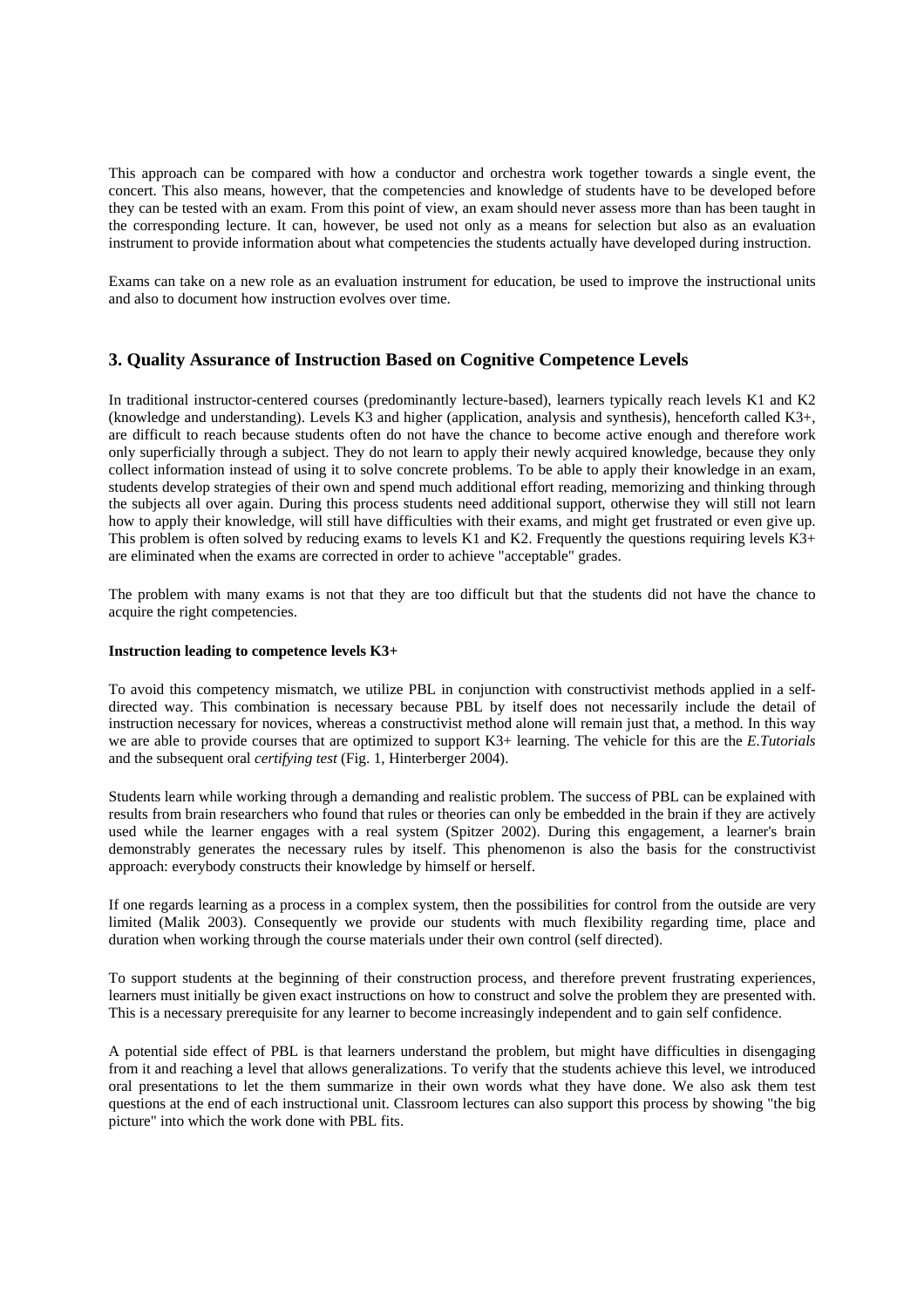This approach can be compared with how a conductor and orchestra work together towards a single event, the concert. This also means, however, that the competencies and knowledge of students have to be developed before they can be tested with an exam. From this point of view, an exam should never assess more than has been taught in the corresponding lecture. It can, however, be used not only as a means for selection but also as an evaluation instrument to provide information about what competencies the students actually have developed during instruction.

Exams can take on a new role as an evaluation instrument for education, be used to improve the instructional units and also to document how instruction evolves over time.

## 3. Quality Assurance of Instruction Based on Cognitive Competence Levels

In traditional instructor-centered courses (predominantly lecture-based), learners typically reach levels K1 and K2 (knowledge and understanding). Levels K3 and higher (application, analysis and synthesis), henceforth called K3+, are difficult to reach because students often do not have the chance to become active enough and therefore work only superficially through a subject. They do not learn to apply their newly acquired knowledge, because they only collect information instead of using it to solve concrete problems. To be able to apply their knowledge in an exam, students develop strategies of their own and spend much additional effort reading, memorizing and thinking through the subjects all over again. During this process students need additional support, otherwise they will still not learn how to apply their knowledge, will still have difficulties with their exams, and might get frustrated or even give up. This problem is often solved by reducing exams to levels K1 and K2. Frequently the questions requiring levels K3+ are eliminated when the exams are corrected in order to achieve "acceptable" grades.

The problem with many exams is not that they are too difficult but that the students did not have the chance to acquire the right competencies.

**Instruction leading to competence levels K3+**

To avoid this competency mismatch, we utilize PBL in conjunction with constructivist methods applied in a self-directed way. This combination is necessary because PBL by itself does not necessarily include the detail of instruction necessary for novices, whereas a constructivist method alone will remain just that, a method. In this way we are able to provide courses that are optimized to support K3+ learning. The vehicle for this are the *E.Tutorials* and the subsequent oral *certifying test* (Fig. 1, Hinterberger 2004).

Students learn while working through a demanding and realistic problem. The success of PBL can be explained with results from brain researchers who found that rules or theories can only be embedded in the brain if they are actively used while the learner engages with a real system (Spitzer 2002). During this engagement, a learner's brain demonstrably generates the necessary rules by itself. This phenomenon is also the basis for the constructivist approach: everybody constructs their knowledge by himself or herself.

If one regards learning as a process in a complex system, then the possibilities for control from the outside are very limited (Malik 2003). Consequently we provide our students with much flexibility regarding time, place and duration when working through the course materials under their own control (self directed).

To support students at the beginning of their construction process, and therefore prevent frustrating experiences, learners must initially be given exact instructions on how to construct and solve the problem they are presented with. This is a necessary prerequisite for any learner to become increasingly independent and to gain self confidence.

A potential side effect of PBL is that learners understand the problem, but might have difficulties in disengaging from it and reaching a level that allows generalizations. To verify that the students achieve this level, we introduced oral presentations to let the them summarize in their own words what they have done. We also ask them test questions at the end of each instructional unit. Classroom lectures can also support this process by showing "the big picture" into which the work done with PBL fits.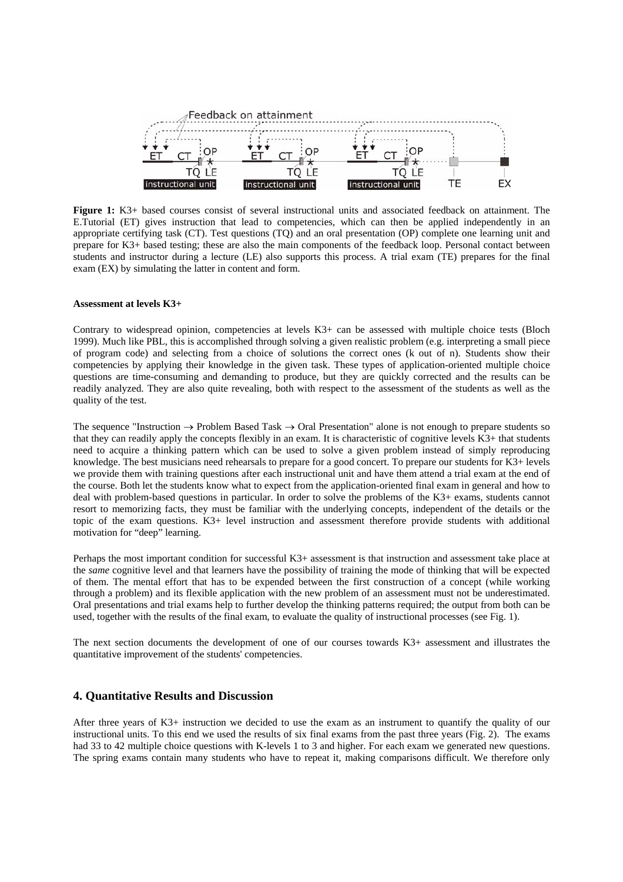**Figure 1:** K3+ based courses consist of several instructional units and associated feedback on attainment. The E.Tutorial (ET) gives instruction that lead to competencies, which can then be applied independently in an appropriate certifying task (CT). Test questions (TQ) and an oral presentation (OP) complete one learning unit and prepare for K3+ based testing; these are also the main components of the feedback loop. Personal contact between students and instructor during a lecture (LE) also supports this process. A trial exam (TE) prepares for the final exam (EX) by simulating the latter in content and form.

**Assessment at levels K3+**

Contrary to widespread opinion, competencies at levels K3+ can be assessed with multiple choice tests (Bloch 1999). Much like PBL, this is accomplished through solving a given realistic problem (e.g. interpreting a small piece of program code) and selecting from a choice of solutions the correct ones (k out of n). Students show their competencies by applying their knowledge in the given task. These types of application-oriented multiple choice questions are time-consuming and demanding to produce, but they are quickly corrected and the results can be readily analyzed. They are also quite revealing, both with respect to the assessment of the students as well as the quality of the test.

The sequence "Instruction → Problem Based Task → Oral Presentation" alone is not enough to prepare students so that they can readily apply the concepts flexibly in an exam. It is characteristic of cognitive levels K3+ that students need to acquire a thinking pattern which can be used to solve a given problem instead of simply reproducing knowledge. The best musicians need rehearsals to prepare for a good concert. To prepare our students for K3+ levels we provide them with training questions after each instructional unit and have them attend a trial exam at the end of the course. Both let the students know what to expect from the application-oriented final exam in general and how to deal with problem-based questions in particular. In order to solve the problems of the K3+ exams, students cannot resort to memorizing facts, they must be familiar with the underlying concepts, independent of the details or the topic of the exam questions. K3+ level instruction and assessment therefore provide students with additional motivation for "deep" learning.

Perhaps the most important condition for successful K3+ assessment is that instruction and assessment take place at the *same* cognitive level and that learners have the possibility of training the mode of thinking that will be expected of them. The mental effort that has to be expended between the first construction of a concept (while working through a problem) and its flexible application with the new problem of an assessment must not be underestimated. Oral presentations and trial exams help to further develop the thinking patterns required; the output from both can be used, together with the results of the final exam, to evaluate the quality of instructional processes (see Fig. 1).

The next section documents the development of one of our courses towards K3+ assessment and illustrates the quantitative improvement of the students' competencies.

## 4. Quantitative Results and Discussion

After three years of K3+ instruction we decided to use the exam as an instrument to quantify the quality of our instructional units. To this end we used the results of six final exams from the past three years (Fig. 2). The exams had 33 to 42 multiple choice questions with K-levels 1 to 3 and higher. For each exam we generated new questions. The spring exams contain many students who have to repeat it, making comparisons difficult. We therefore only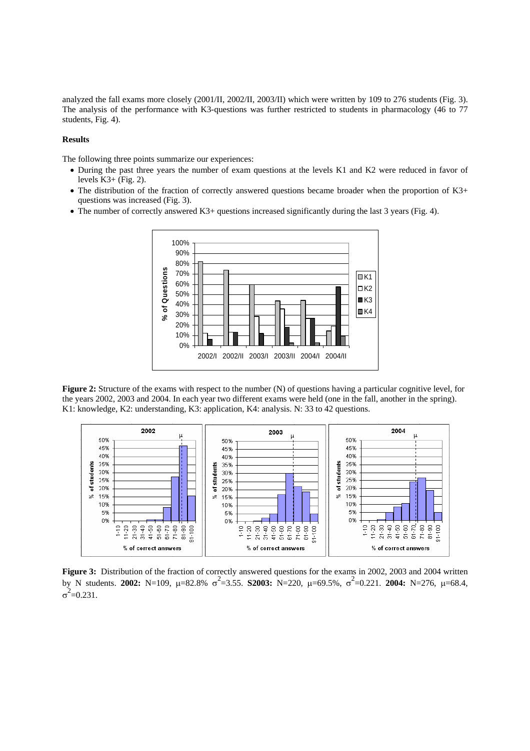analyzed the fall exams more closely (2001/II, 2002/II, 2003/II) which were written by 109 to 276 students (Fig. 3). The analysis of the performance with K3-questions was further restricted to students in pharmacology (46 to 77 students, Fig. 4).

## Results

The following three points summarize our experiences:

- During the past three years the number of exam questions at the levels K1 and K2 were reduced in favor of levels K3+ (Fig. 2).
- The distribution of the fraction of correctly answered questions became broader when the proportion of K3+ questions was increased (Fig. 3).
- The number of correctly answered K3+ questions increased significantly during the last 3 years (Fig. 4).

**Figure 2:** Structure of the exams with respect to the number (N) of questions having a particular cognitive level, for the years 2002, 2003 and 2004. In each year two different exams were held (one in the fall, another in the spring). K1: knowledge, K2: understanding, K3: application, K4: analysis. N: 33 to 42 questions.

**Figure 3:** Distribution of the fraction of correctly answered questions for the exams in 2002, 2003 and 2004 written by N students. **2002:** N=109, $\mu$=82.8% $\sigma^2$=3.55. **S2003:** N=220, $\mu$=69.5%, $\sigma^2$=0.221. **2004:** N=276, $\mu$=68.4, $\sigma^2$=0.231.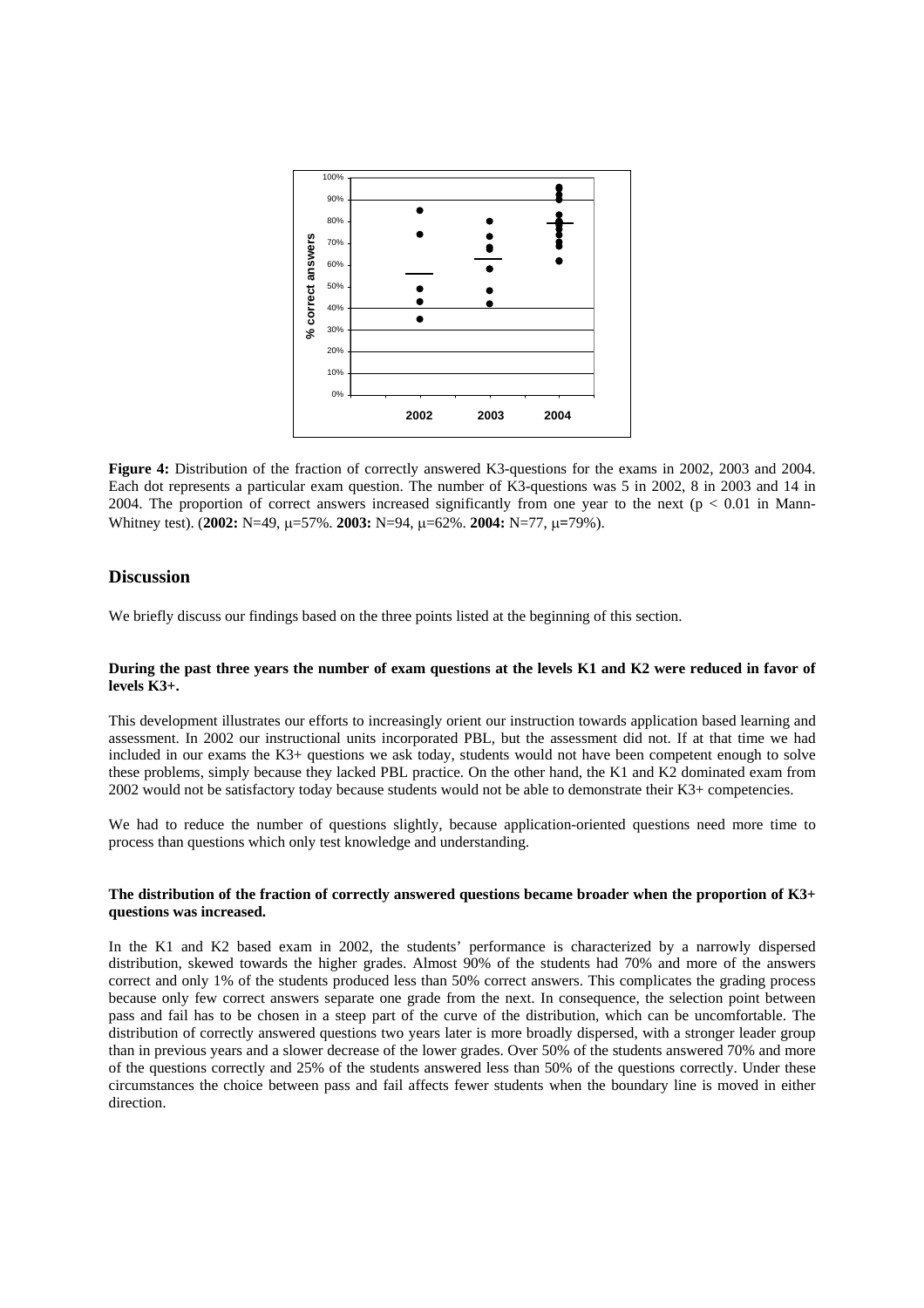**Figure 4:** Distribution of the fraction of correctly answered K3-questions for the exams in 2002, 2003 and 2004. Each dot represents a particular exam question. The number of K3-questions was 5 in 2002, 8 in 2003 and 14 in 2004. The proportion of correct answers increased significantly from one year to the next ($p < 0.01$ in Mann-Whitney test). (**2002:** N=49, $\mu$=57%. **2003:** N=94, $\mu$=62%. **2004:** N=77, $\mu$=79%).

## Discussion

We briefly discuss our findings based on the three points listed at the beginning of this section.

### During the past three years the number of exam questions at the levels K1 and K2 were reduced in favor of levels K3+.

This development illustrates our efforts to increasingly orient our instruction towards application based learning and assessment. In 2002 our instructional units incorporated PBL, but the assessment did not. If at that time we had included in our exams the K3+ questions we ask today, students would not have been competent enough to solve these problems, simply because they lacked PBL practice. On the other hand, the K1 and K2 dominated exam from 2002 would not be satisfactory today because students would not be able to demonstrate their K3+ competencies.

We had to reduce the number of questions slightly, because application-oriented questions need more time to process than questions which only test knowledge and understanding.

### The distribution of the fraction of correctly answered questions became broader when the proportion of K3+ questions was increased.

In the K1 and K2 based exam in 2002, the students' performance is characterized by a narrowly dispersed distribution, skewed towards the higher grades. Almost 90% of the students had 70% and more of the answers correct and only 1% of the students produced less than 50% correct answers. This complicates the grading process because only few correct answers separate one grade from the next. In consequence, the selection point between pass and fail has to be chosen in a steep part of the curve of the distribution, which can be uncomfortable. The distribution of correctly answered questions two years later is more broadly dispersed, with a stronger leader group than in previous years and a slower decrease of the lower grades. Over 50% of the students answered 70% and more of the questions correctly and 25% of the students answered less than 50% of the questions correctly. Under these circumstances the choice between pass and fail affects fewer students when the boundary line is moved in either direction.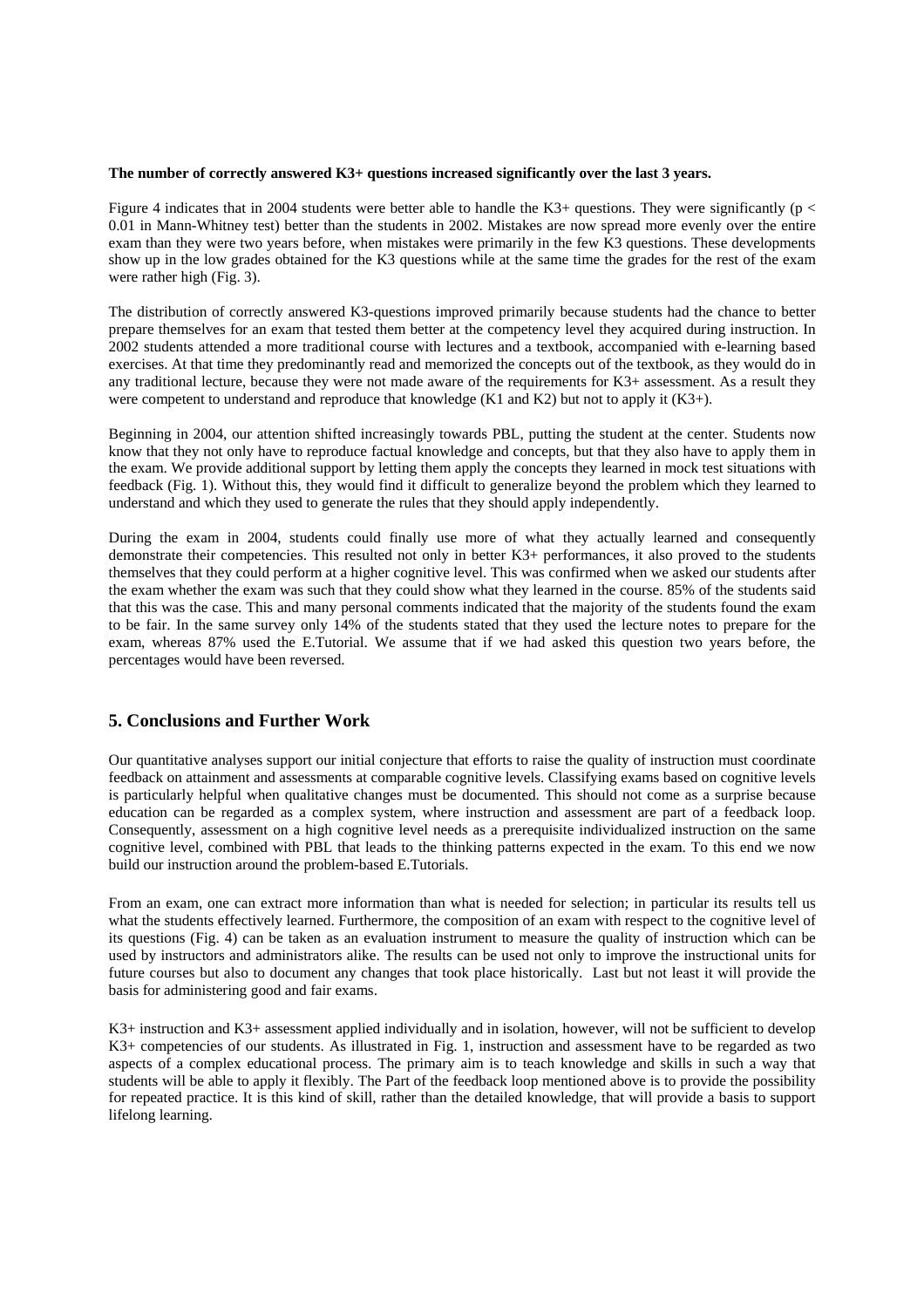**The number of correctly answered K3+ questions increased significantly over the last 3 years.**

Figure 4 indicates that in 2004 students were better able to handle the K3+ questions. They were significantly ($p < 0.01$ in Mann-Whitney test) better than the students in 2002. Mistakes are now spread more evenly over the entire exam than they were two years before, when mistakes were primarily in the few K3 questions. These developments show up in the low grades obtained for the K3 questions while at the same time the grades for the rest of the exam were rather high (Fig. 3).

The distribution of correctly answered K3-questions improved primarily because students had the chance to better prepare themselves for an exam that tested them better at the competency level they acquired during instruction. In 2002 students attended a more traditional course with lectures and a textbook, accompanied with e-learning based exercises. At that time they predominantly read and memorized the concepts out of the textbook, as they would do in any traditional lecture, because they were not made aware of the requirements for K3+ assessment. As a result they were competent to understand and reproduce that knowledge (K1 and K2) but not to apply it (K3+).

Beginning in 2004, our attention shifted increasingly towards PBL, putting the student at the center. Students now know that they not only have to reproduce factual knowledge and concepts, but that they also have to apply them in the exam. We provide additional support by letting them apply the concepts they learned in mock test situations with feedback (Fig. 1). Without this, they would find it difficult to generalize beyond the problem which they learned to understand and which they used to generate the rules that they should apply independently.

During the exam in 2004, students could finally use more of what they actually learned and consequently demonstrate their competencies. This resulted not only in better K3+ performances, it also proved to the students themselves that they could perform at a higher cognitive level. This was confirmed when we asked our students after the exam whether the exam was such that they could show what they learned in the course. 85% of the students said that this was the case. This and many personal comments indicated that the majority of the students found the exam to be fair. In the same survey only 14% of the students stated that they used the lecture notes to prepare for the exam, whereas 87% used the E.Tutorial. We assume that if we had asked this question two years before, the percentages would have been reversed.

## 5. Conclusions and Further Work

Our quantitative analyses support our initial conjecture that efforts to raise the quality of instruction must coordinate feedback on attainment and assessments at comparable cognitive levels. Classifying exams based on cognitive levels is particularly helpful when qualitative changes must be documented. This should not come as a surprise because education can be regarded as a complex system, where instruction and assessment are part of a feedback loop. Consequently, assessment on a high cognitive level needs as a prerequisite individualized instruction on the same cognitive level, combined with PBL that leads to the thinking patterns expected in the exam. To this end we now build our instruction around the problem-based E.Tutorials.

From an exam, one can extract more information than what is needed for selection; in particular its results tell us what the students effectively learned. Furthermore, the composition of an exam with respect to the cognitive level of its questions (Fig. 4) can be taken as an evaluation instrument to measure the quality of instruction which can be used by instructors and administrators alike. The results can be used not only to improve the instructional units for future courses but also to document any changes that took place historically. Last but not least it will provide the basis for administering good and fair exams.

K3+ instruction and K3+ assessment applied individually and in isolation, however, will not be sufficient to develop K3+ competencies of our students. As illustrated in Fig. 1, instruction and assessment have to be regarded as two aspects of a complex educational process. The primary aim is to teach knowledge and skills in such a way that students will be able to apply it flexibly. The Part of the feedback loop mentioned above is to provide the possibility for repeated practice. It is this kind of skill, rather than the detailed knowledge, that will provide a basis to support lifelong learning.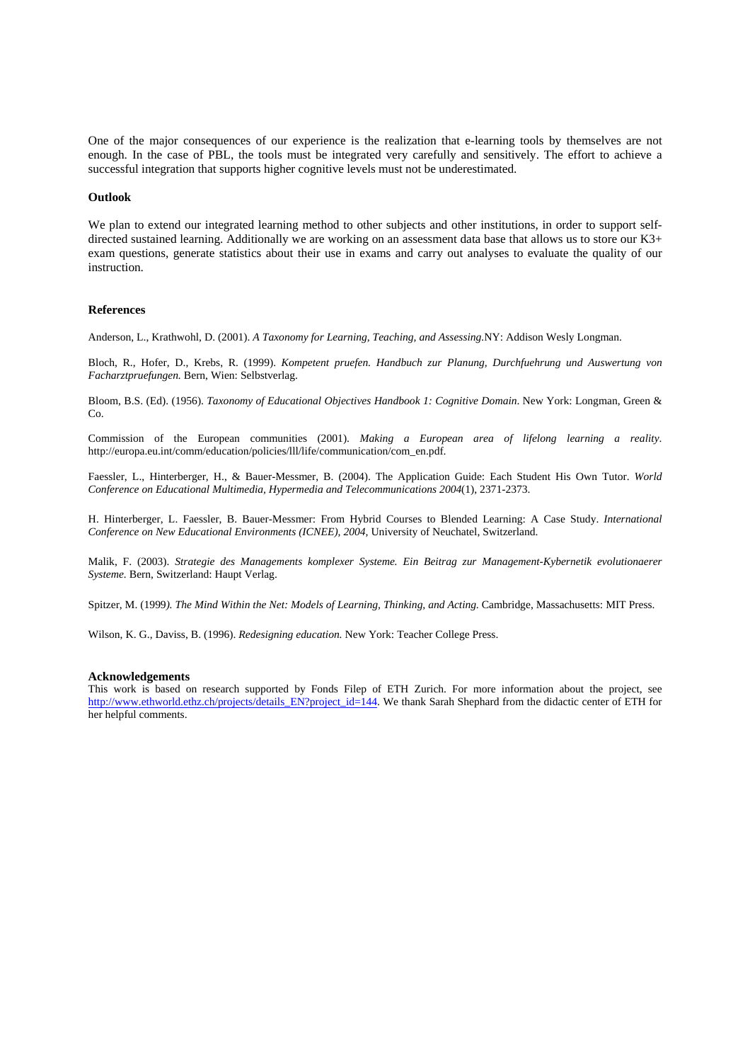One of the major consequences of our experience is the realization that e-learning tools by themselves are not enough. In the case of PBL, the tools must be integrated very carefully and sensitively. The effort to achieve a successful integration that supports higher cognitive levels must not be underestimated.

## Outlook

We plan to extend our integrated learning method to other subjects and other institutions, in order to support self-directed sustained learning. Additionally we are working on an assessment data base that allows us to store our K3+ exam questions, generate statistics about their use in exams and carry out analyses to evaluate the quality of our instruction.

## References

Anderson, L., Krathwohl, D. (2001). *A Taxonomy for Learning, Teaching, and Assessing*.NY: Addison Wesly Longman.

Bloch, R., Hofer, D., Krebs, R. (1999). *Kompetent pruefen. Handbuch zur Planung, Durchfuehrung und Auswertung von Facharztpruefungen.* Bern, Wien: Selbstverlag.

Bloom, B.S. (Ed). (1956). *Taxonomy of Educational Objectives Handbook 1: Cognitive Domain*. New York: Longman, Green & Co.

Commission of the European communities (2001). *Making a European area of lifelong learning a reality*. http://europa.eu.int/comm/education/policies/lll/life/communication/com_en.pdf.

Faessler, L., Hinterberger, H., & Bauer-Messmer, B. (2004). The Application Guide: Each Student His Own Tutor. *World Conference on Educational Multimedia, Hypermedia and Telecommunications 2004*(1), 2371-2373.

H. Hinterberger, L. Faessler, B. Bauer-Messmer: From Hybrid Courses to Blended Learning: A Case Study. *International Conference on New Educational Environments (ICNEE), 2004,* University of Neuchatel, Switzerland.

Malik, F. (2003). *Strategie des Managements komplexer Systeme. Ein Beitrag zur Management-Kybernetik evolutionaerer Systeme.* Bern, Switzerland: Haupt Verlag.

Spitzer, M. (1999*). The Mind Within the Net: Models of Learning, Thinking, and Acting.* Cambridge, Massachusetts: MIT Press.

Wilson, K. G., Daviss, B. (1996). *Redesigning education.* New York: Teacher College Press.

## Acknowledgements

This work is based on research supported by Fonds Filep of ETH Zurich. For more information about the project, see http://www.ethworld.ethz.ch/projects/details_EN?project_id=144. We thank Sarah Shephard from the didactic center of ETH for her helpful comments.